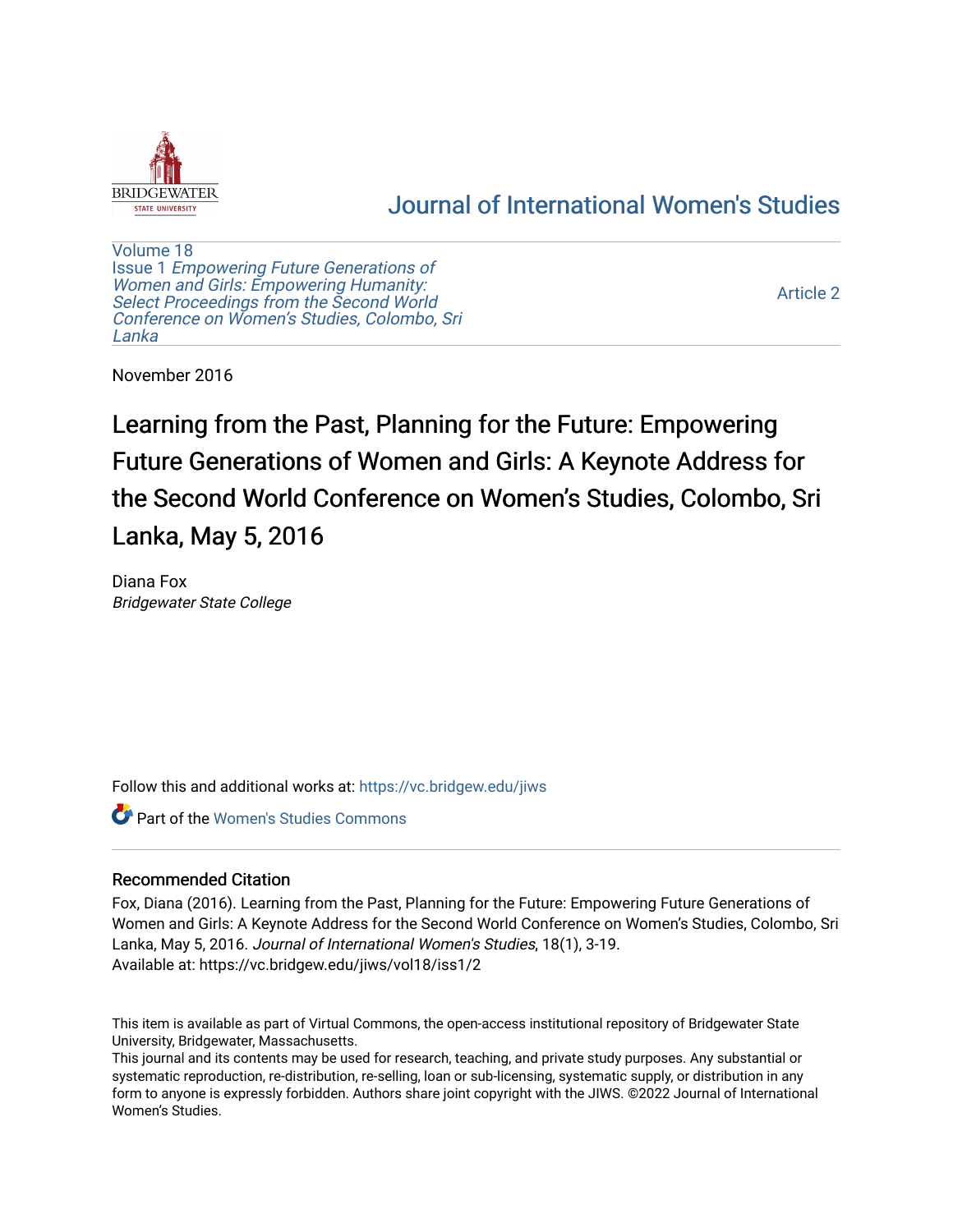Journal of International Women's Studies

Volume 18
Issue 1 *Empowering Future Generations of Women and Girls: Empowering Humanity: Select Proceedings from the Second World Conference on Women's Studies, Colombo, Sri Lanka*

Article 2

November 2016

# Learning from the Past, Planning for the Future: Empowering Future Generations of Women and Girls: A Keynote Address for the Second World Conference on Women's Studies, Colombo, Sri Lanka, May 5, 2016

Diana Fox
*Bridgewater State College*

Follow this and additional works at: https://vc.bridgew.edu/jiws

Part of the Women's Studies Commons

## Recommended Citation

Fox, Diana (2016). Learning from the Past, Planning for the Future: Empowering Future Generations of Women and Girls: A Keynote Address for the Second World Conference on Women's Studies, Colombo, Sri Lanka, May 5, 2016. *Journal of International Women's Studies*, 18(1), 3-19.
Available at: https://vc.bridgew.edu/jiws/vol18/iss1/2

This item is available as part of Virtual Commons, the open-access institutional repository of Bridgewater State University, Bridgewater, Massachusetts.
This journal and its contents may be used for research, teaching, and private study purposes. Any substantial or systematic reproduction, re-distribution, re-selling, loan or sub-licensing, systematic supply, or distribution in any form to anyone is expressly forbidden. Authors share joint copyright with the JIWS. ©2022 Journal of International Women's Studies.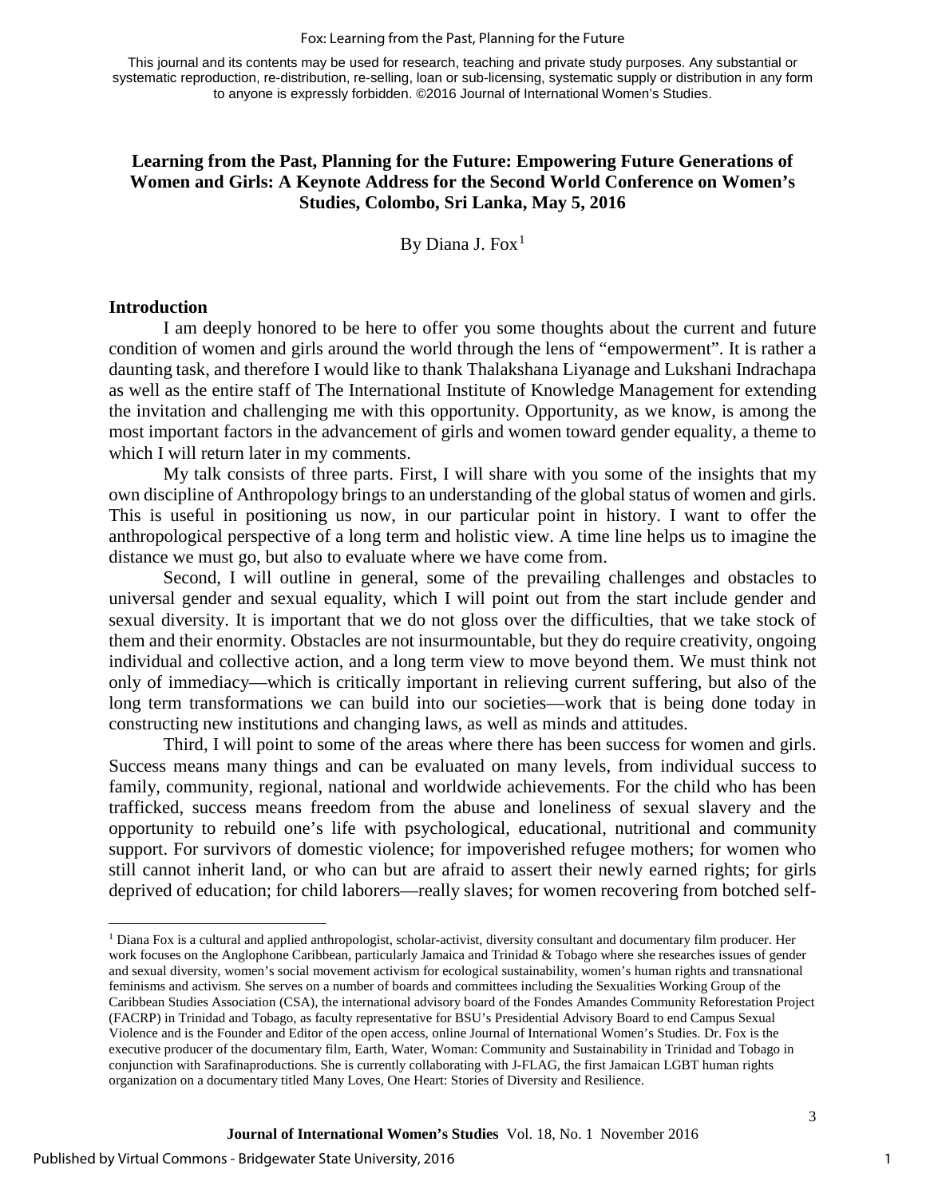This journal and its contents may be used for research, teaching and private study purposes. Any substantial or systematic reproduction, re-distribution, re-selling, loan or sub-licensing, systematic supply or distribution in any form to anyone is expressly forbidden. ©2016 Journal of International Women's Studies.

# Learning from the Past, Planning for the Future: Empowering Future Generations of Women and Girls: A Keynote Address for the Second World Conference on Women's Studies, Colombo, Sri Lanka, May 5, 2016

By Diana J. Fox[1]

## Introduction

I am deeply honored to be here to offer you some thoughts about the current and future condition of women and girls around the world through the lens of "empowerment". It is rather a daunting task, and therefore I would like to thank Thalakshana Liyanage and Lukshani Indrachapa as well as the entire staff of The International Institute of Knowledge Management for extending the invitation and challenging me with this opportunity. Opportunity, as we know, is among the most important factors in the advancement of girls and women toward gender equality, a theme to which I will return later in my comments.

My talk consists of three parts. First, I will share with you some of the insights that my own discipline of Anthropology brings to an understanding of the global status of women and girls. This is useful in positioning us now, in our particular point in history. I want to offer the anthropological perspective of a long term and holistic view. A time line helps us to imagine the distance we must go, but also to evaluate where we have come from.

Second, I will outline in general, some of the prevailing challenges and obstacles to universal gender and sexual equality, which I will point out from the start include gender and sexual diversity. It is important that we do not gloss over the difficulties, that we take stock of them and their enormity. Obstacles are not insurmountable, but they do require creativity, ongoing individual and collective action, and a long term view to move beyond them. We must think not only of immediacy—which is critically important in relieving current suffering, but also of the long term transformations we can build into our societies—work that is being done today in constructing new institutions and changing laws, as well as minds and attitudes.

Third, I will point to some of the areas where there has been success for women and girls. Success means many things and can be evaluated on many levels, from individual success to family, community, regional, national and worldwide achievements. For the child who has been trafficked, success means freedom from the abuse and loneliness of sexual slavery and the opportunity to rebuild one's life with psychological, educational, nutritional and community support. For survivors of domestic violence; for impoverished refugee mothers; for women who still cannot inherit land, or who can but are afraid to assert their newly earned rights; for girls deprived of education; for child laborers—really slaves; for women recovering from botched self-

[1] Diana Fox is a cultural and applied anthropologist, scholar-activist, diversity consultant and documentary film producer. Her work focuses on the Anglophone Caribbean, particularly Jamaica and Trinidad & Tobago where she researches issues of gender and sexual diversity, women's social movement activism for ecological sustainability, women's human rights and transnational feminisms and activism. She serves on a number of boards and committees including the Sexualities Working Group of the Caribbean Studies Association (CSA), the international advisory board of the Fondes Amandes Community Reforestation Project (FACRP) in Trinidad and Tobago, as faculty representative for BSU's Presidential Advisory Board to end Campus Sexual Violence and is the Founder and Editor of the open access, online Journal of International Women's Studies. Dr. Fox is the executive producer of the documentary film, Earth, Water, Woman: Community and Sustainability in Trinidad and Tobago in conjunction with Sarafinaproductions. She is currently collaborating with J-FLAG, the first Jamaican LGBT human rights organization on a documentary titled Many Loves, One Heart: Stories of Diversity and Resilience.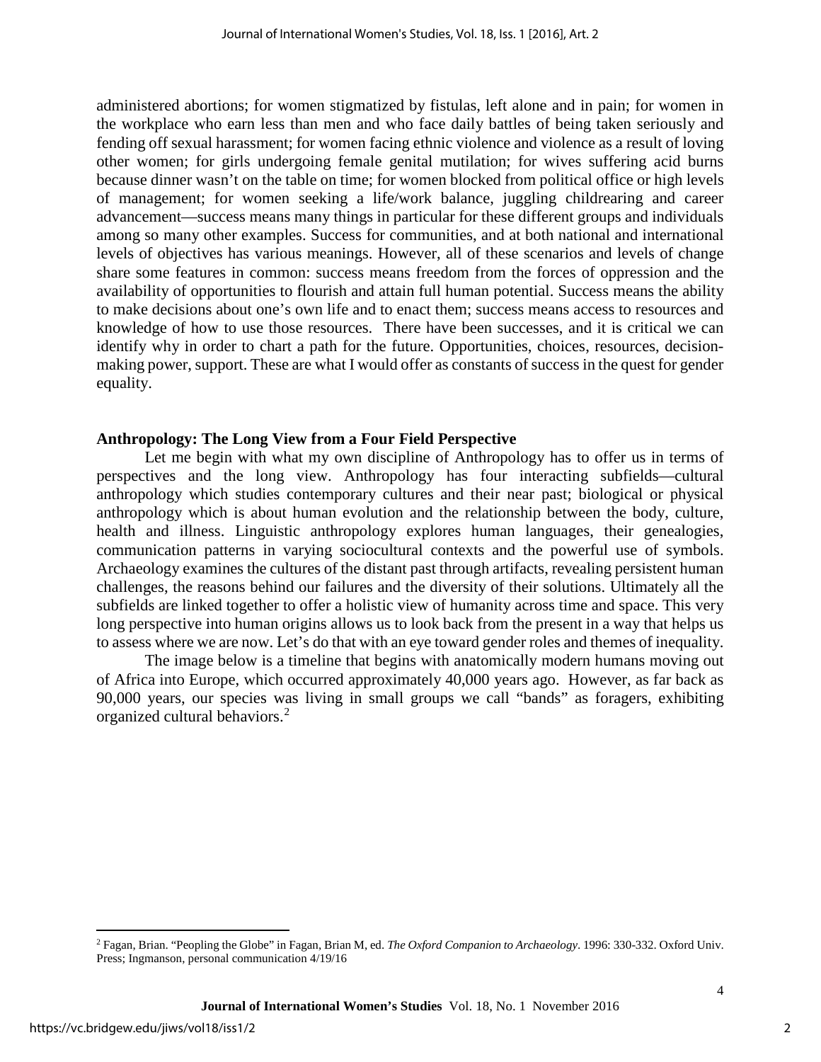administered abortions; for women stigmatized by fistulas, left alone and in pain; for women in the workplace who earn less than men and who face daily battles of being taken seriously and fending off sexual harassment; for women facing ethnic violence and violence as a result of loving other women; for girls undergoing female genital mutilation; for wives suffering acid burns because dinner wasn't on the table on time; for women blocked from political office or high levels of management; for women seeking a life/work balance, juggling childrearing and career advancement—success means many things in particular for these different groups and individuals among so many other examples. Success for communities, and at both national and international levels of objectives has various meanings. However, all of these scenarios and levels of change share some features in common: success means freedom from the forces of oppression and the availability of opportunities to flourish and attain full human potential. Success means the ability to make decisions about one's own life and to enact them; success means access to resources and knowledge of how to use those resources. There have been successes, and it is critical we can identify why in order to chart a path for the future. Opportunities, choices, resources, decision-making power, support. These are what I would offer as constants of success in the quest for gender equality.

## Anthropology: The Long View from a Four Field Perspective

Let me begin with what my own discipline of Anthropology has to offer us in terms of perspectives and the long view. Anthropology has four interacting subfields—cultural anthropology which studies contemporary cultures and their near past; biological or physical anthropology which is about human evolution and the relationship between the body, culture, health and illness. Linguistic anthropology explores human languages, their genealogies, communication patterns in varying sociocultural contexts and the powerful use of symbols. Archaeology examines the cultures of the distant past through artifacts, revealing persistent human challenges, the reasons behind our failures and the diversity of their solutions. Ultimately all the subfields are linked together to offer a holistic view of humanity across time and space. This very long perspective into human origins allows us to look back from the present in a way that helps us to assess where we are now. Let's do that with an eye toward gender roles and themes of inequality.

The image below is a timeline that begins with anatomically modern humans moving out of Africa into Europe, which occurred approximately 40,000 years ago. However, as far back as 90,000 years, our species was living in small groups we call "bands" as foragers, exhibiting organized cultural behaviors.[2]

[2] Fagan, Brian. "Peopling the Globe" in Fagan, Brian M, ed. *The Oxford Companion to Archaeology*. 1996: 330-332. Oxford Univ. Press; Ingmanson, personal communication 4/19/16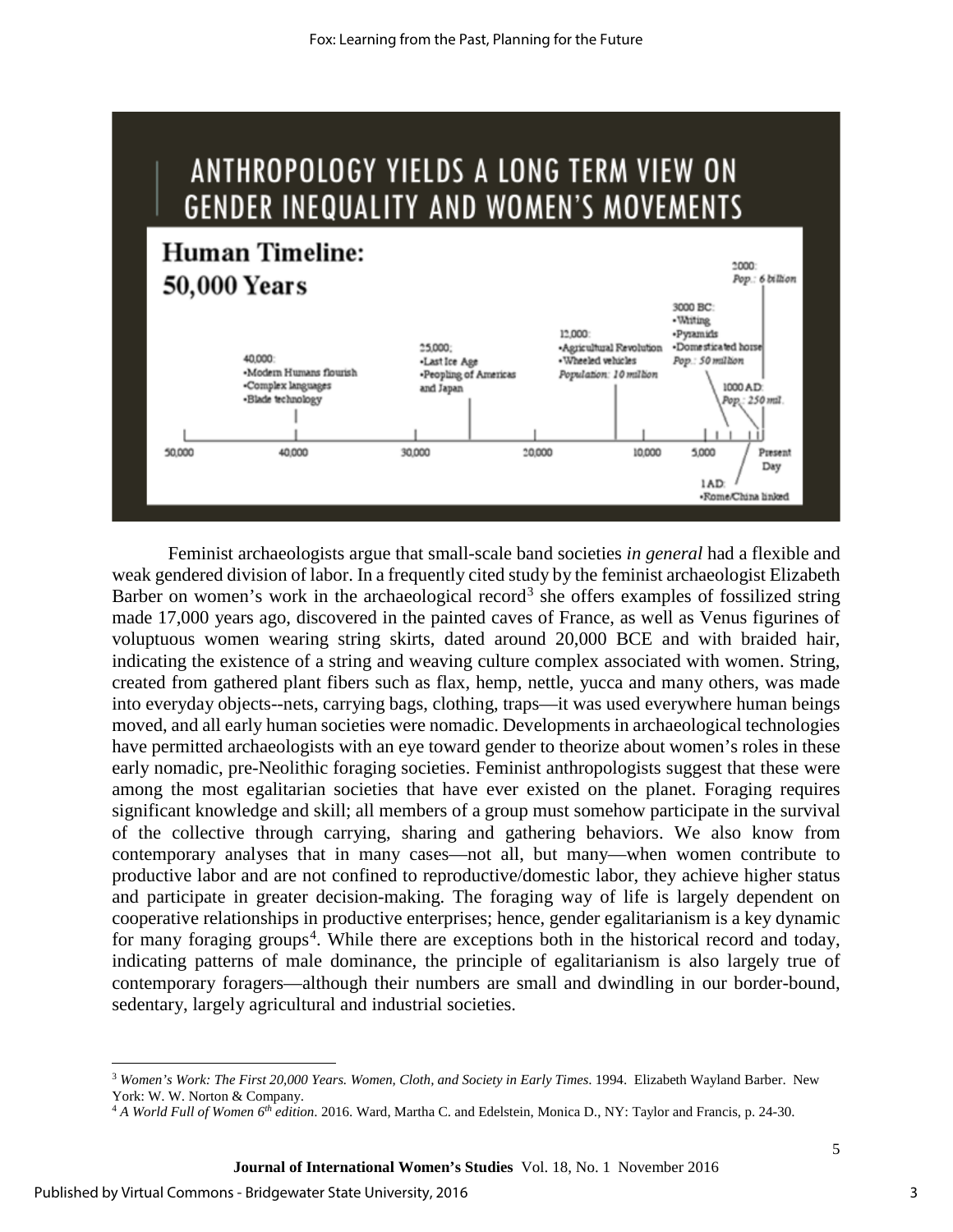ANTHROPOLOGY YIELDS A LONG TERM VIEW ON GENDER INEQUALITY AND WOMEN'S MOVEMENTS

Human Timeline: 50,000 Years

40,000:
- Modern Humans flourish
- Complex languages
- Blade technology

25,000:
- Last Ice Age
- Peopling of Americas and Japan

12,000:
- Agricultural Revolution
- Wheeled vehicles

Population: 10 million

3000 BC:
- Writing
- Pyramids
- Domesticated horse

Pop.: 50 million

2000:
Pop.: 6 billion

1000 AD:
Pop.: 250 mil.

1 AD:
- Rome/China linked

50,000 40,000 30,000 20,000 10,000 5,000 Present Day

Feminist archaeologists argue that small-scale band societies *in general* had a flexible and weak gendered division of labor. In a frequently cited study by the feminist archaeologist Elizabeth Barber on women's work in the archaeological record[3] she offers examples of fossilized string made 17,000 years ago, discovered in the painted caves of France, as well as Venus figurines of voluptuous women wearing string skirts, dated around 20,000 BCE and with braided hair, indicating the existence of a string and weaving culture complex associated with women. String, created from gathered plant fibers such as flax, hemp, nettle, yucca and many others, was made into everyday objects--nets, carrying bags, clothing, traps—it was used everywhere human beings moved, and all early human societies were nomadic. Developments in archaeological technologies have permitted archaeologists with an eye toward gender to theorize about women's roles in these early nomadic, pre-Neolithic foraging societies. Feminist anthropologists suggest that these were among the most egalitarian societies that have ever existed on the planet. Foraging requires significant knowledge and skill; all members of a group must somehow participate in the survival of the collective through carrying, sharing and gathering behaviors. We also know from contemporary analyses that in many cases—not all, but many—when women contribute to productive labor and are not confined to reproductive/domestic labor, they achieve higher status and participate in greater decision-making. The foraging way of life is largely dependent on cooperative relationships in productive enterprises; hence, gender egalitarianism is a key dynamic for many foraging groups[4]. While there are exceptions both in the historical record and today, indicating patterns of male dominance, the principle of egalitarianism is also largely true of contemporary foragers—although their numbers are small and dwindling in our border-bound, sedentary, largely agricultural and industrial societies.

---

[3] *Women's Work: The First 20,000 Years. Women, Cloth, and Society in Early Times.* 1994. Elizabeth Wayland Barber. New York: W. W. Norton & Company.

[4] *A World Full of Women 6th edition.* 2016. Ward, Martha C. and Edelstein, Monica D., NY: Taylor and Francis, p. 24-30.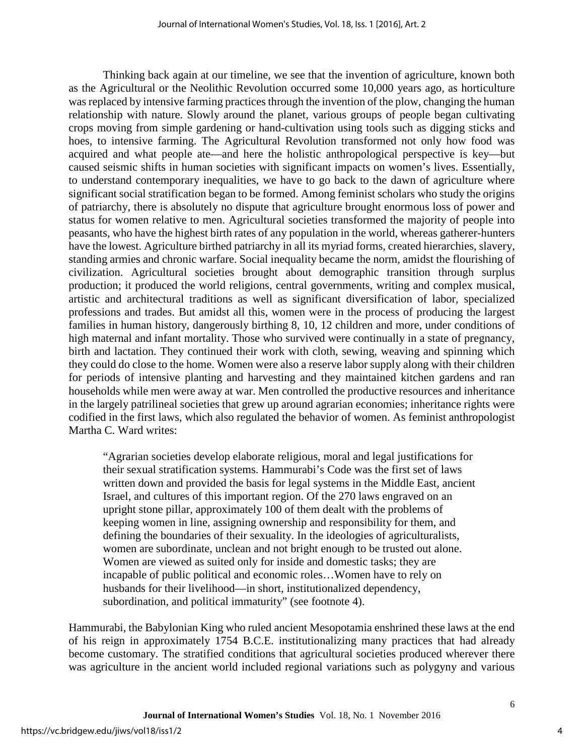Thinking back again at our timeline, we see that the invention of agriculture, known both as the Agricultural or the Neolithic Revolution occurred some 10,000 years ago, as horticulture was replaced by intensive farming practices through the invention of the plow, changing the human relationship with nature. Slowly around the planet, various groups of people began cultivating crops moving from simple gardening or hand-cultivation using tools such as digging sticks and hoes, to intensive farming. The Agricultural Revolution transformed not only how food was acquired and what people ate—and here the holistic anthropological perspective is key—but caused seismic shifts in human societies with significant impacts on women's lives. Essentially, to understand contemporary inequalities, we have to go back to the dawn of agriculture where significant social stratification began to be formed. Among feminist scholars who study the origins of patriarchy, there is absolutely no dispute that agriculture brought enormous loss of power and status for women relative to men. Agricultural societies transformed the majority of people into peasants, who have the highest birth rates of any population in the world, whereas gatherer-hunters have the lowest. Agriculture birthed patriarchy in all its myriad forms, created hierarchies, slavery, standing armies and chronic warfare. Social inequality became the norm, amidst the flourishing of civilization. Agricultural societies brought about demographic transition through surplus production; it produced the world religions, central governments, writing and complex musical, artistic and architectural traditions as well as significant diversification of labor, specialized professions and trades. But amidst all this, women were in the process of producing the largest families in human history, dangerously birthing 8, 10, 12 children and more, under conditions of high maternal and infant mortality. Those who survived were continually in a state of pregnancy, birth and lactation. They continued their work with cloth, sewing, weaving and spinning which they could do close to the home. Women were also a reserve labor supply along with their children for periods of intensive planting and harvesting and they maintained kitchen gardens and ran households while men were away at war. Men controlled the productive resources and inheritance in the largely patrilineal societies that grew up around agrarian economies; inheritance rights were codified in the first laws, which also regulated the behavior of women. As feminist anthropologist Martha C. Ward writes:

> "Agrarian societies develop elaborate religious, moral and legal justifications for their sexual stratification systems. Hammurabi's Code was the first set of laws written down and provided the basis for legal systems in the Middle East, ancient Israel, and cultures of this important region. Of the 270 laws engraved on an upright stone pillar, approximately 100 of them dealt with the problems of keeping women in line, assigning ownership and responsibility for them, and defining the boundaries of their sexuality. In the ideologies of agriculturalists, women are subordinate, unclean and not bright enough to be trusted out alone. Women are viewed as suited only for inside and domestic tasks; they are incapable of public political and economic roles…Women have to rely on husbands for their livelihood—in short, institutionalized dependency, subordination, and political immaturity" (see footnote 4).

Hammurabi, the Babylonian King who ruled ancient Mesopotamia enshrined these laws at the end of his reign in approximately 1754 B.C.E. institutionalizing many practices that had already become customary. The stratified conditions that agricultural societies produced wherever there was agriculture in the ancient world included regional variations such as polygyny and various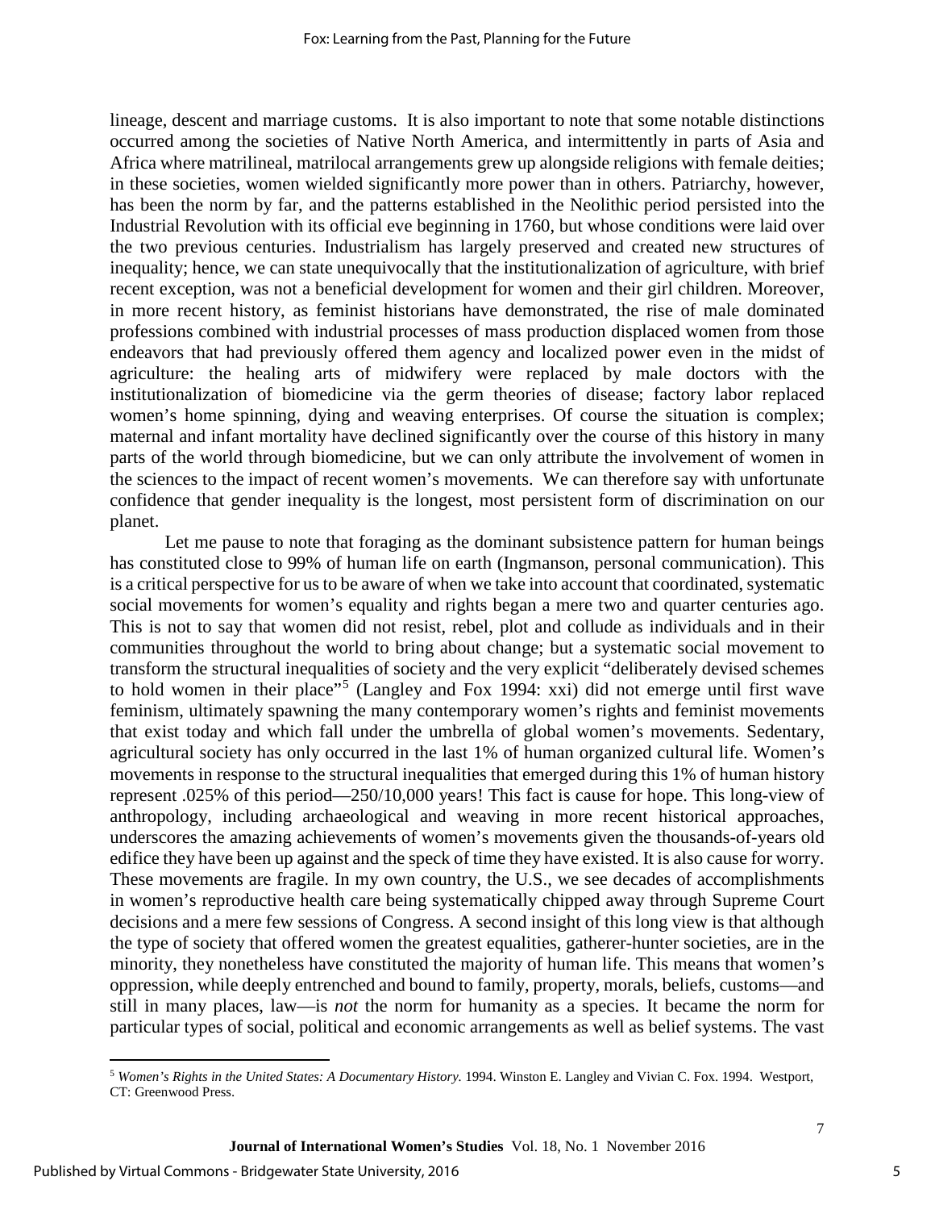lineage, descent and marriage customs. It is also important to note that some notable distinctions occurred among the societies of Native North America, and intermittently in parts of Asia and Africa where matrilineal, matrilocal arrangements grew up alongside religions with female deities; in these societies, women wielded significantly more power than in others. Patriarchy, however, has been the norm by far, and the patterns established in the Neolithic period persisted into the Industrial Revolution with its official eve beginning in 1760, but whose conditions were laid over the two previous centuries. Industrialism has largely preserved and created new structures of inequality; hence, we can state unequivocally that the institutionalization of agriculture, with brief recent exception, was not a beneficial development for women and their girl children. Moreover, in more recent history, as feminist historians have demonstrated, the rise of male dominated professions combined with industrial processes of mass production displaced women from those endeavors that had previously offered them agency and localized power even in the midst of agriculture: the healing arts of midwifery were replaced by male doctors with the institutionalization of biomedicine via the germ theories of disease; factory labor replaced women's home spinning, dying and weaving enterprises. Of course the situation is complex; maternal and infant mortality have declined significantly over the course of this history in many parts of the world through biomedicine, but we can only attribute the involvement of women in the sciences to the impact of recent women's movements. We can therefore say with unfortunate confidence that gender inequality is the longest, most persistent form of discrimination on our planet.

Let me pause to note that foraging as the dominant subsistence pattern for human beings has constituted close to 99% of human life on earth (Ingmanson, personal communication). This is a critical perspective for us to be aware of when we take into account that coordinated, systematic social movements for women's equality and rights began a mere two and quarter centuries ago. This is not to say that women did not resist, rebel, plot and collude as individuals and in their communities throughout the world to bring about change; but a systematic social movement to transform the structural inequalities of society and the very explicit "deliberately devised schemes to hold women in their place"[5] (Langley and Fox 1994: xxi) did not emerge until first wave feminism, ultimately spawning the many contemporary women's rights and feminist movements that exist today and which fall under the umbrella of global women's movements. Sedentary, agricultural society has only occurred in the last 1% of human organized cultural life. Women's movements in response to the structural inequalities that emerged during this 1% of human history represent .025% of this period—250/10,000 years! This fact is cause for hope. This long-view of anthropology, including archaeological and weaving in more recent historical approaches, underscores the amazing achievements of women's movements given the thousands-of-years old edifice they have been up against and the speck of time they have existed. It is also cause for worry. These movements are fragile. In my own country, the U.S., we see decades of accomplishments in women's reproductive health care being systematically chipped away through Supreme Court decisions and a mere few sessions of Congress. A second insight of this long view is that although the type of society that offered women the greatest equalities, gatherer-hunter societies, are in the minority, they nonetheless have constituted the majority of human life. This means that women's oppression, while deeply entrenched and bound to family, property, morals, beliefs, customs—and still in many places, law—is *not* the norm for humanity as a species. It became the norm for particular types of social, political and economic arrangements as well as belief systems. The vast

[5] *Women's Rights in the United States: A Documentary History.* 1994. Winston E. Langley and Vivian C. Fox. 1994. Westport, CT: Greenwood Press.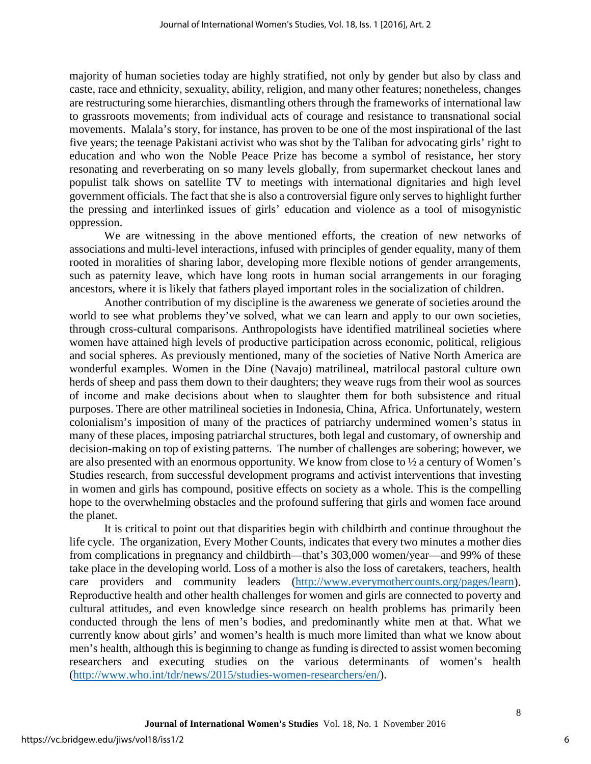majority of human societies today are highly stratified, not only by gender but also by class and caste, race and ethnicity, sexuality, ability, religion, and many other features; nonetheless, changes are restructuring some hierarchies, dismantling others through the frameworks of international law to grassroots movements; from individual acts of courage and resistance to transnational social movements. Malala's story, for instance, has proven to be one of the most inspirational of the last five years; the teenage Pakistani activist who was shot by the Taliban for advocating girls' right to education and who won the Noble Peace Prize has become a symbol of resistance, her story resonating and reverberating on so many levels globally, from supermarket checkout lanes and populist talk shows on satellite TV to meetings with international dignitaries and high level government officials. The fact that she is also a controversial figure only serves to highlight further the pressing and interlinked issues of girls' education and violence as a tool of misogynistic oppression.

We are witnessing in the above mentioned efforts, the creation of new networks of associations and multi-level interactions, infused with principles of gender equality, many of them rooted in moralities of sharing labor, developing more flexible notions of gender arrangements, such as paternity leave, which have long roots in human social arrangements in our foraging ancestors, where it is likely that fathers played important roles in the socialization of children.

Another contribution of my discipline is the awareness we generate of societies around the world to see what problems they've solved, what we can learn and apply to our own societies, through cross-cultural comparisons. Anthropologists have identified matrilineal societies where women have attained high levels of productive participation across economic, political, religious and social spheres. As previously mentioned, many of the societies of Native North America are wonderful examples. Women in the Dine (Navajo) matrilineal, matrilocal pastoral culture own herds of sheep and pass them down to their daughters; they weave rugs from their wool as sources of income and make decisions about when to slaughter them for both subsistence and ritual purposes. There are other matrilineal societies in Indonesia, China, Africa. Unfortunately, western colonialism's imposition of many of the practices of patriarchy undermined women's status in many of these places, imposing patriarchal structures, both legal and customary, of ownership and decision-making on top of existing patterns. The number of challenges are sobering; however, we are also presented with an enormous opportunity. We know from close to ½ a century of Women's Studies research, from successful development programs and activist interventions that investing in women and girls has compound, positive effects on society as a whole. This is the compelling hope to the overwhelming obstacles and the profound suffering that girls and women face around the planet.

It is critical to point out that disparities begin with childbirth and continue throughout the life cycle. The organization, Every Mother Counts, indicates that every two minutes a mother dies from complications in pregnancy and childbirth—that's 303,000 women/year—and 99% of these take place in the developing world. Loss of a mother is also the loss of caretakers, teachers, health care providers and community leaders (http://www.everymothercounts.org/pages/learn). Reproductive health and other health challenges for women and girls are connected to poverty and cultural attitudes, and even knowledge since research on health problems has primarily been conducted through the lens of men's bodies, and predominantly white men at that. What we currently know about girls' and women's health is much more limited than what we know about men's health, although this is beginning to change as funding is directed to assist women becoming researchers and executing studies on the various determinants of women's health (http://www.who.int/tdr/news/2015/studies-women-researchers/en/).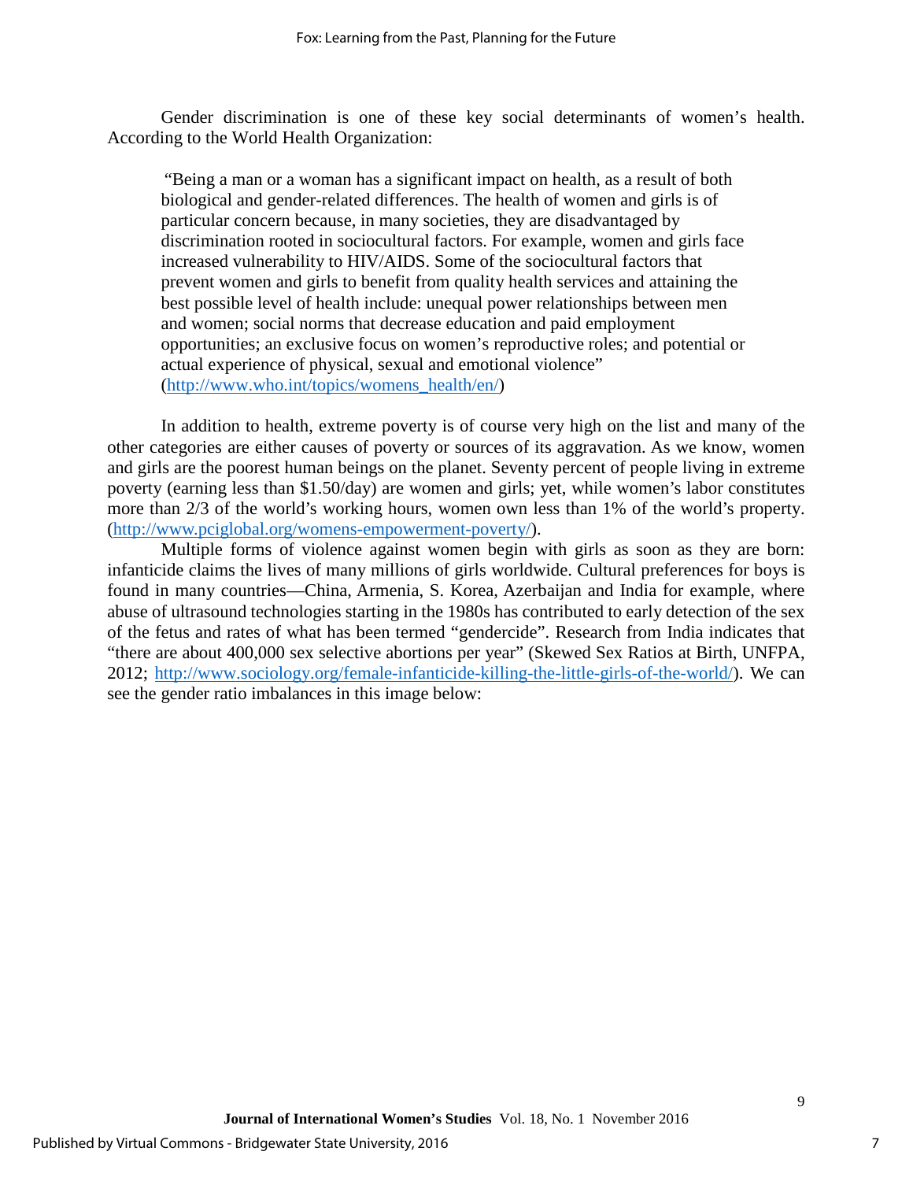Gender discrimination is one of these key social determinants of women's health. According to the World Health Organization:

> "Being a man or a woman has a significant impact on health, as a result of both biological and gender-related differences. The health of women and girls is of particular concern because, in many societies, they are disadvantaged by discrimination rooted in sociocultural factors. For example, women and girls face increased vulnerability to HIV/AIDS. Some of the sociocultural factors that prevent women and girls to benefit from quality health services and attaining the best possible level of health include: unequal power relationships between men and women; social norms that decrease education and paid employment opportunities; an exclusive focus on women's reproductive roles; and potential or actual experience of physical, sexual and emotional violence" (http://www.who.int/topics/womens_health/en/)

In addition to health, extreme poverty is of course very high on the list and many of the other categories are either causes of poverty or sources of its aggravation. As we know, women and girls are the poorest human beings on the planet. Seventy percent of people living in extreme poverty (earning less than $1.50/day) are women and girls; yet, while women's labor constitutes more than 2/3 of the world's working hours, women own less than 1% of the world's property. (http://www.pciglobal.org/womens-empowerment-poverty/).

Multiple forms of violence against women begin with girls as soon as they are born: infanticide claims the lives of many millions of girls worldwide. Cultural preferences for boys is found in many countries—China, Armenia, S. Korea, Azerbaijan and India for example, where abuse of ultrasound technologies starting in the 1980s has contributed to early detection of the sex of the fetus and rates of what has been termed "gendercide". Research from India indicates that "there are about 400,000 sex selective abortions per year" (Skewed Sex Ratios at Birth, UNFPA, 2012; http://www.sociology.org/female-infanticide-killing-the-little-girls-of-the-world/). We can see the gender ratio imbalances in this image below: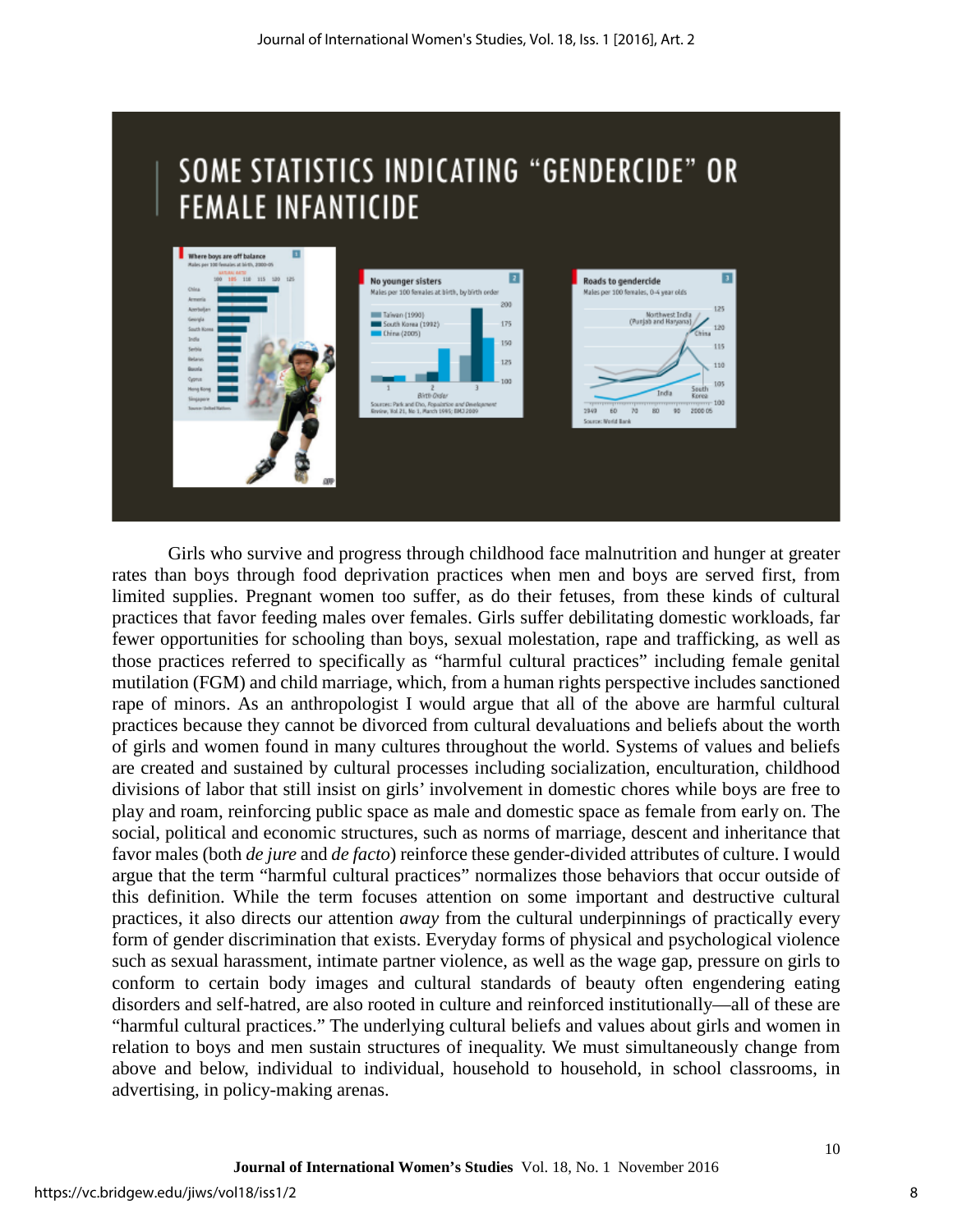## SOME STATISTICS INDICATING "GENDERCIDE" OR FEMALE INFANTICIDE

Where boys are off balance

Males per 100 females at birth, 2000-05

NATURAL RATIO

100 105 110 115 120 125

China

Armenia

Azerbaijan

Georgia

South Korea

India

Serbia

Belarus

Bosnia

Cyprus

Hong Kong

Singapore

Source: United Nations

No younger sisters

Males per 100 females at birth, by birth order

Taiwan (1990)

South Korea (1992)

China (2005)

200

175

150

125

100

1 2 3

Birth Order

Sources: Park and Cho, Population and Development Review, Vol 21, No 1, March 1995; BMJ 2009

Roads to gendercide

Males per 100 females, 0-4 year olds

Northwest India (Punjab and Haryana)

China

India

South Korea

125

120

115

110

105

100

1949 60 70 80 90 2000 05

Source: World Bank

Girls who survive and progress through childhood face malnutrition and hunger at greater rates than boys through food deprivation practices when men and boys are served first, from limited supplies. Pregnant women too suffer, as do their fetuses, from these kinds of cultural practices that favor feeding males over females. Girls suffer debilitating domestic workloads, far fewer opportunities for schooling than boys, sexual molestation, rape and trafficking, as well as those practices referred to specifically as "harmful cultural practices" including female genital mutilation (FGM) and child marriage, which, from a human rights perspective includes sanctioned rape of minors. As an anthropologist I would argue that all of the above are harmful cultural practices because they cannot be divorced from cultural devaluations and beliefs about the worth of girls and women found in many cultures throughout the world. Systems of values and beliefs are created and sustained by cultural processes including socialization, enculturation, childhood divisions of labor that still insist on girls' involvement in domestic chores while boys are free to play and roam, reinforcing public space as male and domestic space as female from early on. The social, political and economic structures, such as norms of marriage, descent and inheritance that favor males (both *de jure* and *de facto*) reinforce these gender-divided attributes of culture. I would argue that the term "harmful cultural practices" normalizes those behaviors that occur outside of this definition. While the term focuses attention on some important and destructive cultural practices, it also directs our attention *away* from the cultural underpinnings of practically every form of gender discrimination that exists. Everyday forms of physical and psychological violence such as sexual harassment, intimate partner violence, as well as the wage gap, pressure on girls to conform to certain body images and cultural standards of beauty often engendering eating disorders and self-hatred, are also rooted in culture and reinforced institutionally—all of these are "harmful cultural practices." The underlying cultural beliefs and values about girls and women in relation to boys and men sustain structures of inequality. We must simultaneously change from above and below, individual to individual, household to household, in school classrooms, in advertising, in policy-making arenas.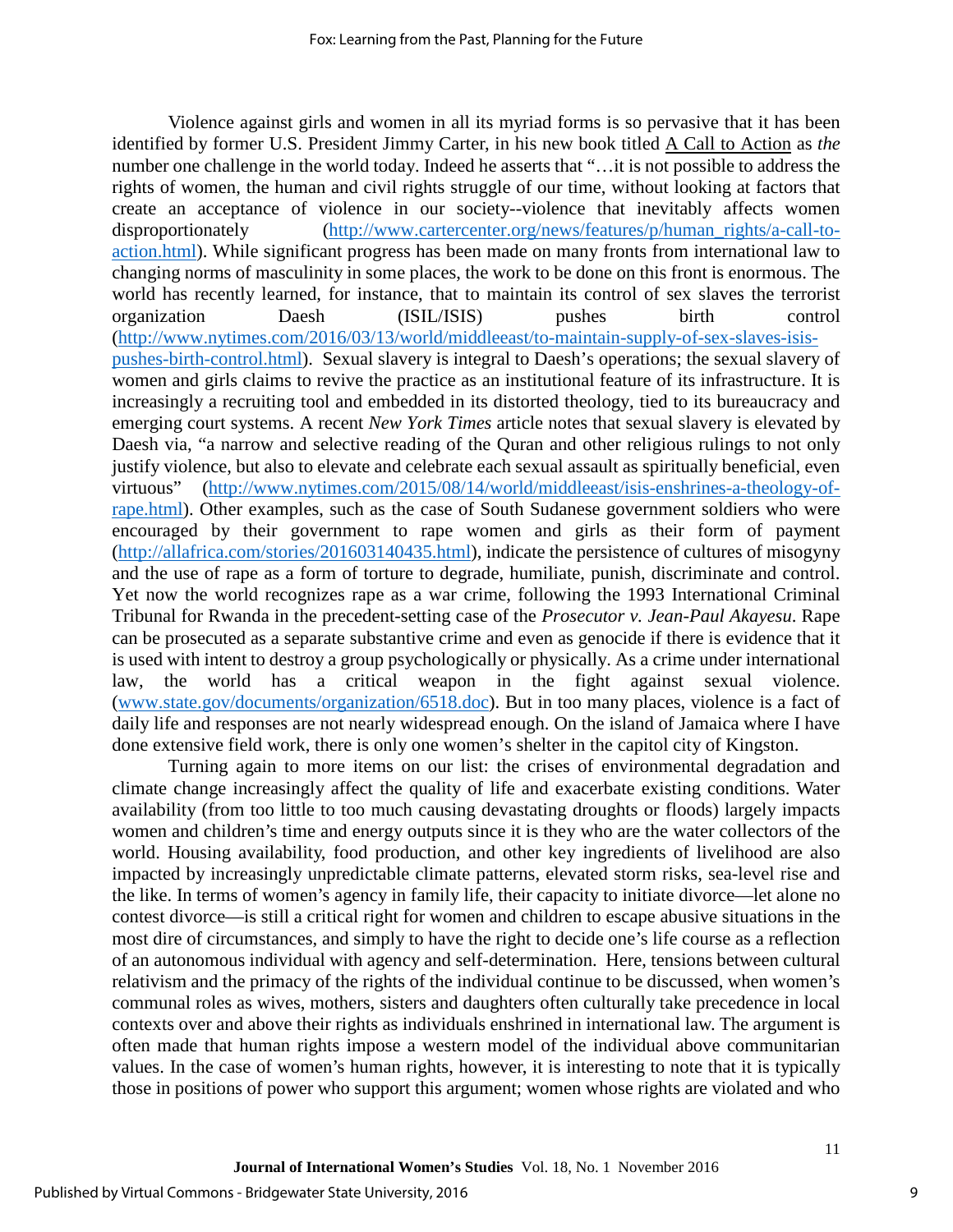Violence against girls and women in all its myriad forms is so pervasive that it has been identified by former U.S. President Jimmy Carter, in his new book titled A Call to Action as *the* number one challenge in the world today. Indeed he asserts that "…it is not possible to address the rights of women, the human and civil rights struggle of our time, without looking at factors that create an acceptance of violence in our society--violence that inevitably affects women disproportionately (http://www.cartercenter.org/news/features/p/human_rights/a-call-to-action.html). While significant progress has been made on many fronts from international law to changing norms of masculinity in some places, the work to be done on this front is enormous. The world has recently learned, for instance, that to maintain its control of sex slaves the terrorist organization Daesh (ISIL/ISIS) pushes birth control (http://www.nytimes.com/2016/03/13/world/middleeast/to-maintain-supply-of-sex-slaves-isis-pushes-birth-control.html). Sexual slavery is integral to Daesh's operations; the sexual slavery of women and girls claims to revive the practice as an institutional feature of its infrastructure. It is increasingly a recruiting tool and embedded in its distorted theology, tied to its bureaucracy and emerging court systems. A recent *New York Times* article notes that sexual slavery is elevated by Daesh via, "a narrow and selective reading of the Quran and other religious rulings to not only justify violence, but also to elevate and celebrate each sexual assault as spiritually beneficial, even virtuous" (http://www.nytimes.com/2015/08/14/world/middleeast/isis-enshrines-a-theology-of-rape.html). Other examples, such as the case of South Sudanese government soldiers who were encouraged by their government to rape women and girls as their form of payment (http://allafrica.com/stories/201603140435.html), indicate the persistence of cultures of misogyny and the use of rape as a form of torture to degrade, humiliate, punish, discriminate and control. Yet now the world recognizes rape as a war crime, following the 1993 International Criminal Tribunal for Rwanda in the precedent-setting case of the *Prosecutor v. Jean-Paul Akayesu*. Rape can be prosecuted as a separate substantive crime and even as genocide if there is evidence that it is used with intent to destroy a group psychologically or physically. As a crime under international law, the world has a critical weapon in the fight against sexual violence. (www.state.gov/documents/organization/6518.doc). But in too many places, violence is a fact of daily life and responses are not nearly widespread enough. On the island of Jamaica where I have done extensive field work, there is only one women's shelter in the capitol city of Kingston.

Turning again to more items on our list: the crises of environmental degradation and climate change increasingly affect the quality of life and exacerbate existing conditions. Water availability (from too little to too much causing devastating droughts or floods) largely impacts women and children's time and energy outputs since it is they who are the water collectors of the world. Housing availability, food production, and other key ingredients of livelihood are also impacted by increasingly unpredictable climate patterns, elevated storm risks, sea-level rise and the like. In terms of women's agency in family life, their capacity to initiate divorce—let alone no contest divorce—is still a critical right for women and children to escape abusive situations in the most dire of circumstances, and simply to have the right to decide one's life course as a reflection of an autonomous individual with agency and self-determination. Here, tensions between cultural relativism and the primacy of the rights of the individual continue to be discussed, when women's communal roles as wives, mothers, sisters and daughters often culturally take precedence in local contexts over and above their rights as individuals enshrined in international law. The argument is often made that human rights impose a western model of the individual above communitarian values. In the case of women's human rights, however, it is interesting to note that it is typically those in positions of power who support this argument; women whose rights are violated and who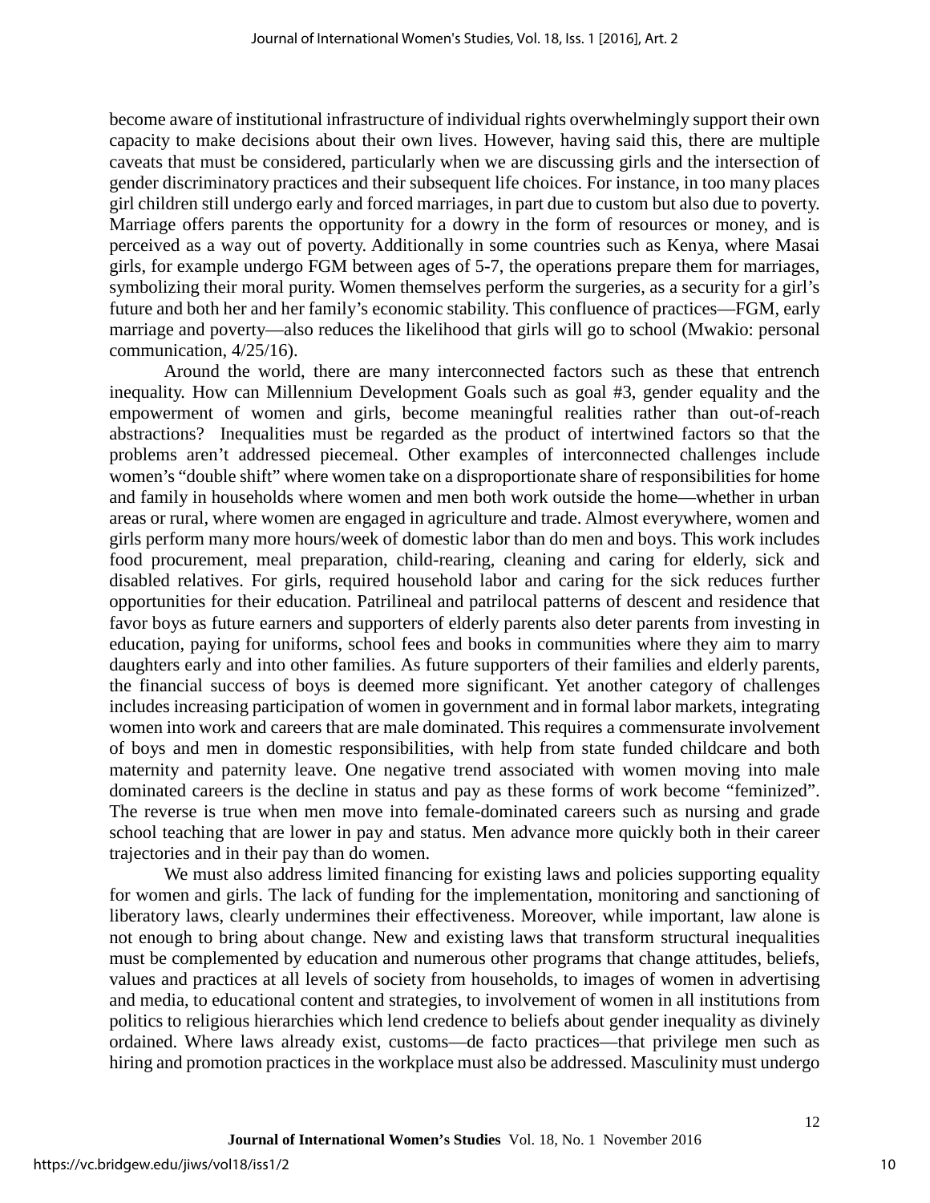become aware of institutional infrastructure of individual rights overwhelmingly support their own capacity to make decisions about their own lives. However, having said this, there are multiple caveats that must be considered, particularly when we are discussing girls and the intersection of gender discriminatory practices and their subsequent life choices. For instance, in too many places girl children still undergo early and forced marriages, in part due to custom but also due to poverty. Marriage offers parents the opportunity for a dowry in the form of resources or money, and is perceived as a way out of poverty. Additionally in some countries such as Kenya, where Masai girls, for example undergo FGM between ages of 5-7, the operations prepare them for marriages, symbolizing their moral purity. Women themselves perform the surgeries, as a security for a girl's future and both her and her family's economic stability. This confluence of practices—FGM, early marriage and poverty—also reduces the likelihood that girls will go to school (Mwakio: personal communication, 4/25/16).

Around the world, there are many interconnected factors such as these that entrench inequality. How can Millennium Development Goals such as goal #3, gender equality and the empowerment of women and girls, become meaningful realities rather than out-of-reach abstractions? Inequalities must be regarded as the product of intertwined factors so that the problems aren't addressed piecemeal. Other examples of interconnected challenges include women's "double shift" where women take on a disproportionate share of responsibilities for home and family in households where women and men both work outside the home—whether in urban areas or rural, where women are engaged in agriculture and trade. Almost everywhere, women and girls perform many more hours/week of domestic labor than do men and boys. This work includes food procurement, meal preparation, child-rearing, cleaning and caring for elderly, sick and disabled relatives. For girls, required household labor and caring for the sick reduces further opportunities for their education. Patrilineal and patrilocal patterns of descent and residence that favor boys as future earners and supporters of elderly parents also deter parents from investing in education, paying for uniforms, school fees and books in communities where they aim to marry daughters early and into other families. As future supporters of their families and elderly parents, the financial success of boys is deemed more significant. Yet another category of challenges includes increasing participation of women in government and in formal labor markets, integrating women into work and careers that are male dominated. This requires a commensurate involvement of boys and men in domestic responsibilities, with help from state funded childcare and both maternity and paternity leave. One negative trend associated with women moving into male dominated careers is the decline in status and pay as these forms of work become "feminized". The reverse is true when men move into female-dominated careers such as nursing and grade school teaching that are lower in pay and status. Men advance more quickly both in their career trajectories and in their pay than do women.

We must also address limited financing for existing laws and policies supporting equality for women and girls. The lack of funding for the implementation, monitoring and sanctioning of liberatory laws, clearly undermines their effectiveness. Moreover, while important, law alone is not enough to bring about change. New and existing laws that transform structural inequalities must be complemented by education and numerous other programs that change attitudes, beliefs, values and practices at all levels of society from households, to images of women in advertising and media, to educational content and strategies, to involvement of women in all institutions from politics to religious hierarchies which lend credence to beliefs about gender inequality as divinely ordained. Where laws already exist, customs—de facto practices—that privilege men such as hiring and promotion practices in the workplace must also be addressed. Masculinity must undergo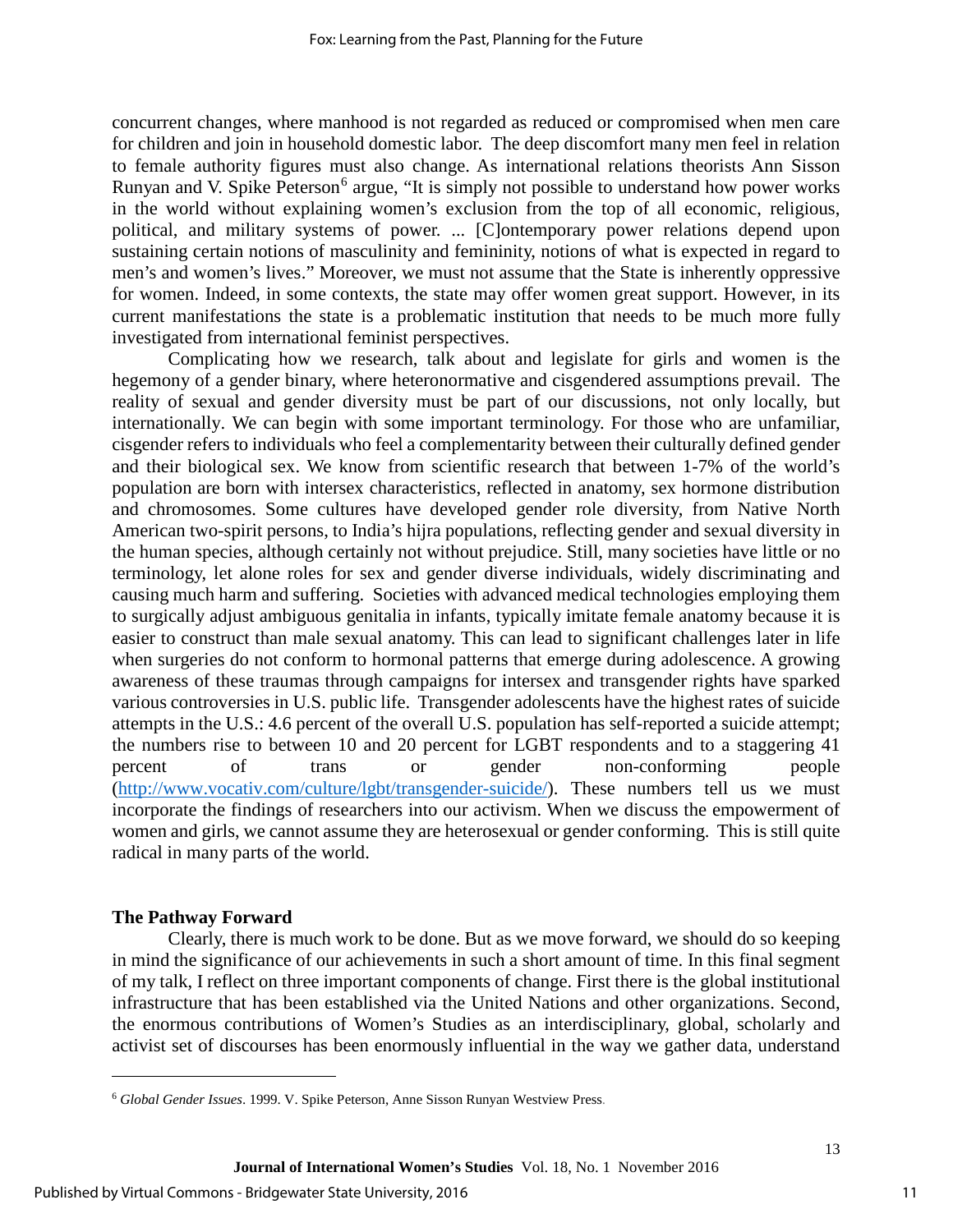concurrent changes, where manhood is not regarded as reduced or compromised when men care for children and join in household domestic labor. The deep discomfort many men feel in relation to female authority figures must also change. As international relations theorists Ann Sisson Runyan and V. Spike Peterson[6] argue, "It is simply not possible to understand how power works in the world without explaining women's exclusion from the top of all economic, religious, political, and military systems of power. ... [C]ontemporary power relations depend upon sustaining certain notions of masculinity and femininity, notions of what is expected in regard to men's and women's lives." Moreover, we must not assume that the State is inherently oppressive for women. Indeed, in some contexts, the state may offer women great support. However, in its current manifestations the state is a problematic institution that needs to be much more fully investigated from international feminist perspectives.

Complicating how we research, talk about and legislate for girls and women is the hegemony of a gender binary, where heteronormative and cisgendered assumptions prevail. The reality of sexual and gender diversity must be part of our discussions, not only locally, but internationally. We can begin with some important terminology. For those who are unfamiliar, cisgender refers to individuals who feel a complementarity between their culturally defined gender and their biological sex. We know from scientific research that between 1-7% of the world's population are born with intersex characteristics, reflected in anatomy, sex hormone distribution and chromosomes. Some cultures have developed gender role diversity, from Native North American two-spirit persons, to India's hijra populations, reflecting gender and sexual diversity in the human species, although certainly not without prejudice. Still, many societies have little or no terminology, let alone roles for sex and gender diverse individuals, widely discriminating and causing much harm and suffering. Societies with advanced medical technologies employing them to surgically adjust ambiguous genitalia in infants, typically imitate female anatomy because it is easier to construct than male sexual anatomy. This can lead to significant challenges later in life when surgeries do not conform to hormonal patterns that emerge during adolescence. A growing awareness of these traumas through campaigns for intersex and transgender rights have sparked various controversies in U.S. public life. Transgender adolescents have the highest rates of suicide attempts in the U.S.: 4.6 percent of the overall U.S. population has self-reported a suicide attempt; the numbers rise to between 10 and 20 percent for LGBT respondents and to a staggering 41 percent of trans or gender non-conforming people (http://www.vocativ.com/culture/lgbt/transgender-suicide/). These numbers tell us we must incorporate the findings of researchers into our activism. When we discuss the empowerment of women and girls, we cannot assume they are heterosexual or gender conforming. This is still quite radical in many parts of the world.

### The Pathway Forward

Clearly, there is much work to be done. But as we move forward, we should do so keeping in mind the significance of our achievements in such a short amount of time. In this final segment of my talk, I reflect on three important components of change. First there is the global institutional infrastructure that has been established via the United Nations and other organizations. Second, the enormous contributions of Women's Studies as an interdisciplinary, global, scholarly and activist set of discourses has been enormously influential in the way we gather data, understand

---

[6] *Global Gender Issues*. 1999. V. Spike Peterson, Anne Sisson Runyan Westview Press.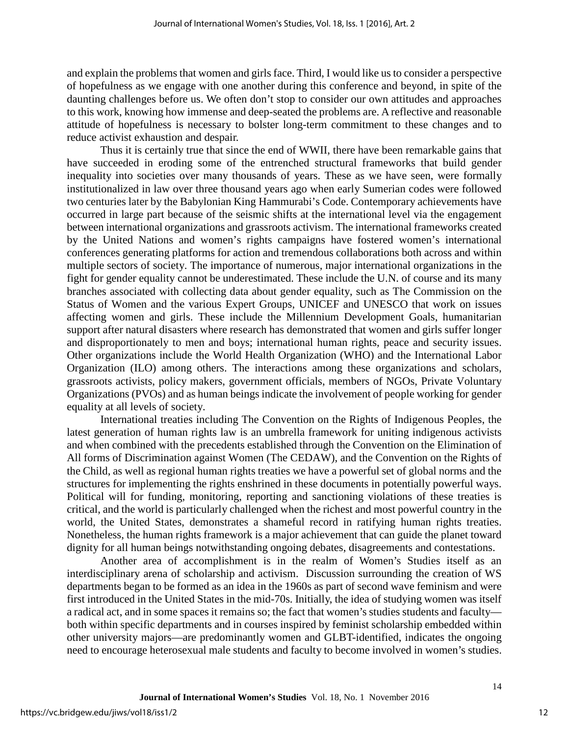and explain the problems that women and girls face. Third, I would like us to consider a perspective of hopefulness as we engage with one another during this conference and beyond, in spite of the daunting challenges before us. We often don't stop to consider our own attitudes and approaches to this work, knowing how immense and deep-seated the problems are. A reflective and reasonable attitude of hopefulness is necessary to bolster long-term commitment to these changes and to reduce activist exhaustion and despair.

Thus it is certainly true that since the end of WWII, there have been remarkable gains that have succeeded in eroding some of the entrenched structural frameworks that build gender inequality into societies over many thousands of years. These as we have seen, were formally institutionalized in law over three thousand years ago when early Sumerian codes were followed two centuries later by the Babylonian King Hammurabi's Code. Contemporary achievements have occurred in large part because of the seismic shifts at the international level via the engagement between international organizations and grassroots activism. The international frameworks created by the United Nations and women's rights campaigns have fostered women's international conferences generating platforms for action and tremendous collaborations both across and within multiple sectors of society. The importance of numerous, major international organizations in the fight for gender equality cannot be underestimated. These include the U.N. of course and its many branches associated with collecting data about gender equality, such as The Commission on the Status of Women and the various Expert Groups, UNICEF and UNESCO that work on issues affecting women and girls. These include the Millennium Development Goals, humanitarian support after natural disasters where research has demonstrated that women and girls suffer longer and disproportionately to men and boys; international human rights, peace and security issues. Other organizations include the World Health Organization (WHO) and the International Labor Organization (ILO) among others. The interactions among these organizations and scholars, grassroots activists, policy makers, government officials, members of NGOs, Private Voluntary Organizations (PVOs) and as human beings indicate the involvement of people working for gender equality at all levels of society.

International treaties including The Convention on the Rights of Indigenous Peoples, the latest generation of human rights law is an umbrella framework for uniting indigenous activists and when combined with the precedents established through the Convention on the Elimination of All forms of Discrimination against Women (The CEDAW), and the Convention on the Rights of the Child, as well as regional human rights treaties we have a powerful set of global norms and the structures for implementing the rights enshrined in these documents in potentially powerful ways. Political will for funding, monitoring, reporting and sanctioning violations of these treaties is critical, and the world is particularly challenged when the richest and most powerful country in the world, the United States, demonstrates a shameful record in ratifying human rights treaties. Nonetheless, the human rights framework is a major achievement that can guide the planet toward dignity for all human beings notwithstanding ongoing debates, disagreements and contestations.

Another area of accomplishment is in the realm of Women's Studies itself as an interdisciplinary arena of scholarship and activism. Discussion surrounding the creation of WS departments began to be formed as an idea in the 1960s as part of second wave feminism and were first introduced in the United States in the mid-70s. Initially, the idea of studying women was itself a radical act, and in some spaces it remains so; the fact that women's studies students and faculty—both within specific departments and in courses inspired by feminist scholarship embedded within other university majors—are predominantly women and GLBT-identified, indicates the ongoing need to encourage heterosexual male students and faculty to become involved in women's studies.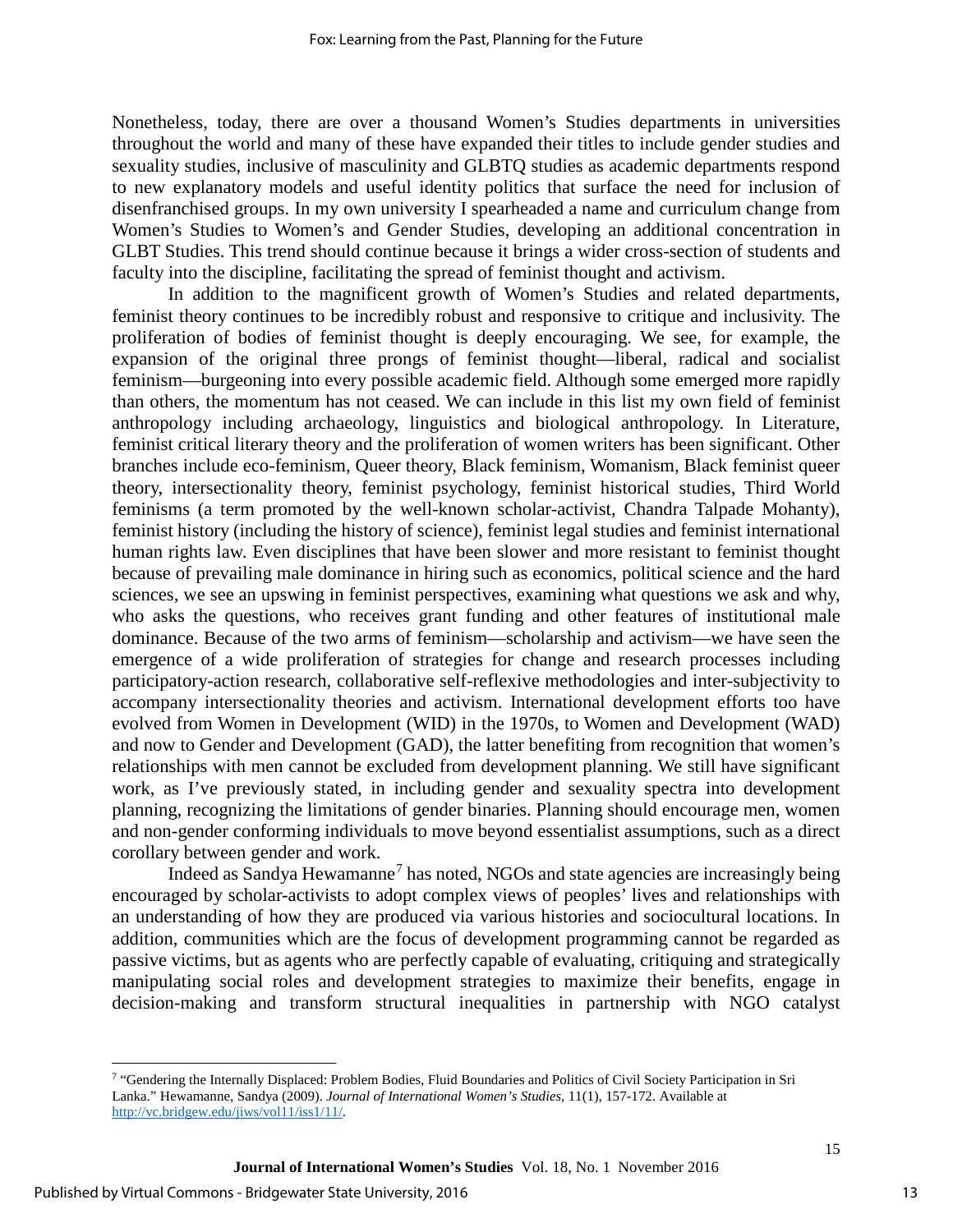Nonetheless, today, there are over a thousand Women's Studies departments in universities throughout the world and many of these have expanded their titles to include gender studies and sexuality studies, inclusive of masculinity and GLBTQ studies as academic departments respond to new explanatory models and useful identity politics that surface the need for inclusion of disenfranchised groups. In my own university I spearheaded a name and curriculum change from Women's Studies to Women's and Gender Studies, developing an additional concentration in GLBT Studies. This trend should continue because it brings a wider cross-section of students and faculty into the discipline, facilitating the spread of feminist thought and activism.

In addition to the magnificent growth of Women's Studies and related departments, feminist theory continues to be incredibly robust and responsive to critique and inclusivity. The proliferation of bodies of feminist thought is deeply encouraging. We see, for example, the expansion of the original three prongs of feminist thought—liberal, radical and socialist feminism—burgeoning into every possible academic field. Although some emerged more rapidly than others, the momentum has not ceased. We can include in this list my own field of feminist anthropology including archaeology, linguistics and biological anthropology. In Literature, feminist critical literary theory and the proliferation of women writers has been significant. Other branches include eco-feminism, Queer theory, Black feminism, Womanism, Black feminist queer theory, intersectionality theory, feminist psychology, feminist historical studies, Third World feminisms (a term promoted by the well-known scholar-activist, Chandra Talpade Mohanty), feminist history (including the history of science), feminist legal studies and feminist international human rights law. Even disciplines that have been slower and more resistant to feminist thought because of prevailing male dominance in hiring such as economics, political science and the hard sciences, we see an upswing in feminist perspectives, examining what questions we ask and why, who asks the questions, who receives grant funding and other features of institutional male dominance. Because of the two arms of feminism—scholarship and activism—we have seen the emergence of a wide proliferation of strategies for change and research processes including participatory-action research, collaborative self-reflexive methodologies and inter-subjectivity to accompany intersectionality theories and activism. International development efforts too have evolved from Women in Development (WID) in the 1970s, to Women and Development (WAD) and now to Gender and Development (GAD), the latter benefiting from recognition that women's relationships with men cannot be excluded from development planning. We still have significant work, as I've previously stated, in including gender and sexuality spectra into development planning, recognizing the limitations of gender binaries. Planning should encourage men, women and non-gender conforming individuals to move beyond essentialist assumptions, such as a direct corollary between gender and work.

Indeed as Sandya Hewamanne[7] has noted, NGOs and state agencies are increasingly being encouraged by scholar-activists to adopt complex views of peoples' lives and relationships with an understanding of how they are produced via various histories and sociocultural locations. In addition, communities which are the focus of development programming cannot be regarded as passive victims, but as agents who are perfectly capable of evaluating, critiquing and strategically manipulating social roles and development strategies to maximize their benefits, engage in decision-making and transform structural inequalities in partnership with NGO catalyst

[7] "Gendering the Internally Displaced: Problem Bodies, Fluid Boundaries and Politics of Civil Society Participation in Sri Lanka." Hewamanne, Sandya (2009). *Journal of International Women's Studies*, 11(1), 157-172. Available at http://vc.bridgew.edu/jiws/vol11/iss1/11/.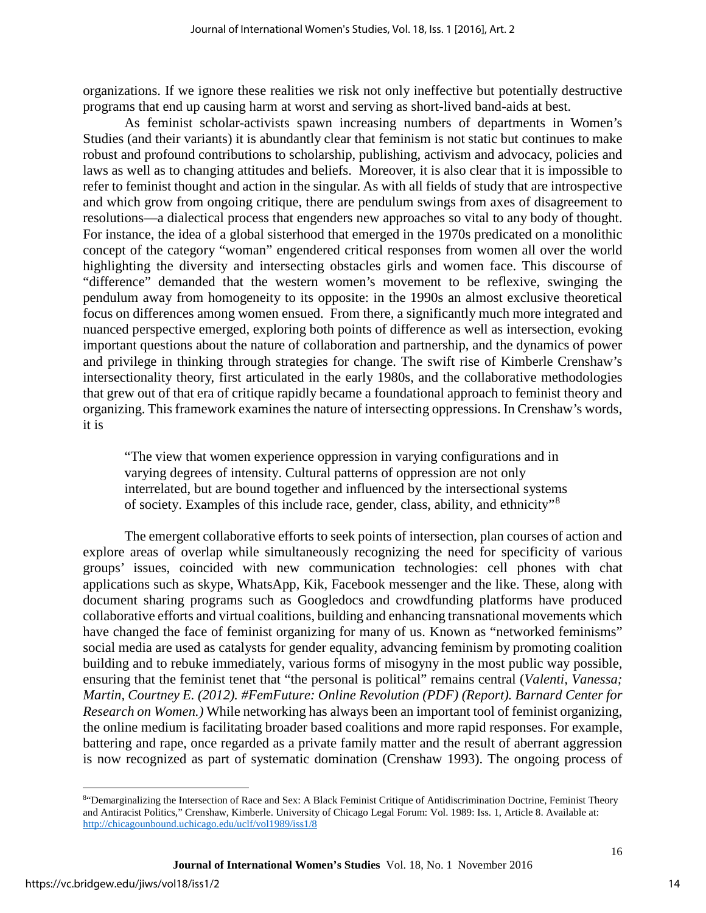organizations. If we ignore these realities we risk not only ineffective but potentially destructive programs that end up causing harm at worst and serving as short-lived band-aids at best.

As feminist scholar-activists spawn increasing numbers of departments in Women's Studies (and their variants) it is abundantly clear that feminism is not static but continues to make robust and profound contributions to scholarship, publishing, activism and advocacy, policies and laws as well as to changing attitudes and beliefs. Moreover, it is also clear that it is impossible to refer to feminist thought and action in the singular. As with all fields of study that are introspective and which grow from ongoing critique, there are pendulum swings from axes of disagreement to resolutions—a dialectical process that engenders new approaches so vital to any body of thought. For instance, the idea of a global sisterhood that emerged in the 1970s predicated on a monolithic concept of the category "woman" engendered critical responses from women all over the world highlighting the diversity and intersecting obstacles girls and women face. This discourse of "difference" demanded that the western women's movement to be reflexive, swinging the pendulum away from homogeneity to its opposite: in the 1990s an almost exclusive theoretical focus on differences among women ensued. From there, a significantly much more integrated and nuanced perspective emerged, exploring both points of difference as well as intersection, evoking important questions about the nature of collaboration and partnership, and the dynamics of power and privilege in thinking through strategies for change. The swift rise of Kimberle Crenshaw's intersectionality theory, first articulated in the early 1980s, and the collaborative methodologies that grew out of that era of critique rapidly became a foundational approach to feminist theory and organizing. This framework examines the nature of intersecting oppressions. In Crenshaw's words, it is

> "The view that women experience oppression in varying configurations and in varying degrees of intensity. Cultural patterns of oppression are not only interrelated, but are bound together and influenced by the intersectional systems of society. Examples of this include race, gender, class, ability, and ethnicity"[8]

The emergent collaborative efforts to seek points of intersection, plan courses of action and explore areas of overlap while simultaneously recognizing the need for specificity of various groups' issues, coincided with new communication technologies: cell phones with chat applications such as skype, WhatsApp, Kik, Facebook messenger and the like. These, along with document sharing programs such as Googledocs and crowdfunding platforms have produced collaborative efforts and virtual coalitions, building and enhancing transnational movements which have changed the face of feminist organizing for many of us. Known as "networked feminisms" social media are used as catalysts for gender equality, advancing feminism by promoting coalition building and to rebuke immediately, various forms of misogyny in the most public way possible, ensuring that the feminist tenet that "the personal is political" remains central (*Valenti, Vanessa; Martin, Courtney E. (2012). #FemFuture: Online Revolution (PDF) (Report). Barnard Center for Research on Women.)* While networking has always been an important tool of feminist organizing, the online medium is facilitating broader based coalitions and more rapid responses. For example, battering and rape, once regarded as a private family matter and the result of aberrant aggression is now recognized as part of systematic domination (Crenshaw 1993). The ongoing process of

---

[8] "Demarginalizing the Intersection of Race and Sex: A Black Feminist Critique of Antidiscrimination Doctrine, Feminist Theory and Antiracist Politics," Crenshaw, Kimberle. University of Chicago Legal Forum: Vol. 1989: Iss. 1, Article 8. Available at: http://chicagounbound.uchicago.edu/uclf/vol1989/iss1/8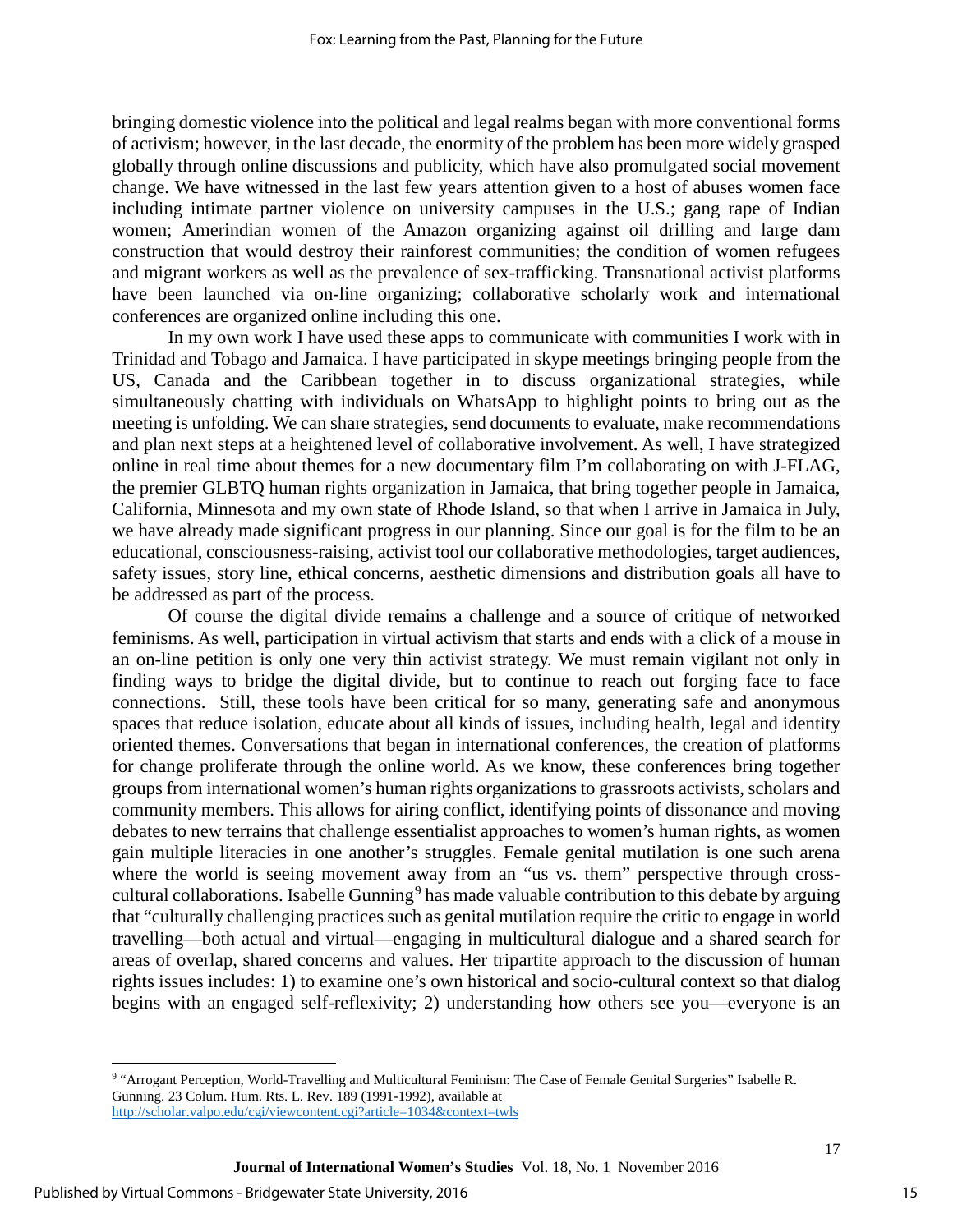bringing domestic violence into the political and legal realms began with more conventional forms of activism; however, in the last decade, the enormity of the problem has been more widely grasped globally through online discussions and publicity, which have also promulgated social movement change. We have witnessed in the last few years attention given to a host of abuses women face including intimate partner violence on university campuses in the U.S.; gang rape of Indian women; Amerindian women of the Amazon organizing against oil drilling and large dam construction that would destroy their rainforest communities; the condition of women refugees and migrant workers as well as the prevalence of sex-trafficking. Transnational activist platforms have been launched via on-line organizing; collaborative scholarly work and international conferences are organized online including this one.

In my own work I have used these apps to communicate with communities I work with in Trinidad and Tobago and Jamaica. I have participated in skype meetings bringing people from the US, Canada and the Caribbean together in to discuss organizational strategies, while simultaneously chatting with individuals on WhatsApp to highlight points to bring out as the meeting is unfolding. We can share strategies, send documents to evaluate, make recommendations and plan next steps at a heightened level of collaborative involvement. As well, I have strategized online in real time about themes for a new documentary film I'm collaborating on with J-FLAG, the premier GLBTQ human rights organization in Jamaica, that bring together people in Jamaica, California, Minnesota and my own state of Rhode Island, so that when I arrive in Jamaica in July, we have already made significant progress in our planning. Since our goal is for the film to be an educational, consciousness-raising, activist tool our collaborative methodologies, target audiences, safety issues, story line, ethical concerns, aesthetic dimensions and distribution goals all have to be addressed as part of the process.

Of course the digital divide remains a challenge and a source of critique of networked feminisms. As well, participation in virtual activism that starts and ends with a click of a mouse in an on-line petition is only one very thin activist strategy. We must remain vigilant not only in finding ways to bridge the digital divide, but to continue to reach out forging face to face connections. Still, these tools have been critical for so many, generating safe and anonymous spaces that reduce isolation, educate about all kinds of issues, including health, legal and identity oriented themes. Conversations that began in international conferences, the creation of platforms for change proliferate through the online world. As we know, these conferences bring together groups from international women's human rights organizations to grassroots activists, scholars and community members. This allows for airing conflict, identifying points of dissonance and moving debates to new terrains that challenge essentialist approaches to women's human rights, as women gain multiple literacies in one another's struggles. Female genital mutilation is one such arena where the world is seeing movement away from an "us vs. them" perspective through cross-cultural collaborations. Isabelle Gunning[9] has made valuable contribution to this debate by arguing that "culturally challenging practices such as genital mutilation require the critic to engage in world travelling—both actual and virtual—engaging in multicultural dialogue and a shared search for areas of overlap, shared concerns and values. Her tripartite approach to the discussion of human rights issues includes: 1) to examine one's own historical and socio-cultural context so that dialog begins with an engaged self-reflexivity; 2) understanding how others see you—everyone is an

---

[9] "Arrogant Perception, World-Travelling and Multicultural Feminism: The Case of Female Genital Surgeries" Isabelle R. Gunning. 23 Colum. Hum. Rts. L. Rev. 189 (1991-1992), available at http://scholar.valpo.edu/cgi/viewcontent.cgi?article=1034&context=twls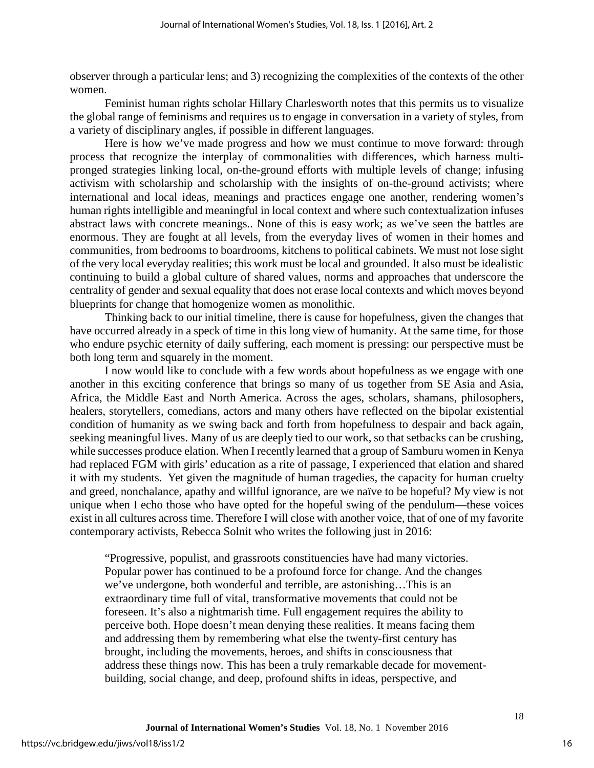observer through a particular lens; and 3) recognizing the complexities of the contexts of the other women.

Feminist human rights scholar Hillary Charlesworth notes that this permits us to visualize the global range of feminisms and requires us to engage in conversation in a variety of styles, from a variety of disciplinary angles, if possible in different languages.

Here is how we've made progress and how we must continue to move forward: through process that recognize the interplay of commonalities with differences, which harness multi-pronged strategies linking local, on-the-ground efforts with multiple levels of change; infusing activism with scholarship and scholarship with the insights of on-the-ground activists; where international and local ideas, meanings and practices engage one another, rendering women's human rights intelligible and meaningful in local context and where such contextualization infuses abstract laws with concrete meanings.. None of this is easy work; as we've seen the battles are enormous. They are fought at all levels, from the everyday lives of women in their homes and communities, from bedrooms to boardrooms, kitchens to political cabinets. We must not lose sight of the very local everyday realities; this work must be local and grounded. It also must be idealistic continuing to build a global culture of shared values, norms and approaches that underscore the centrality of gender and sexual equality that does not erase local contexts and which moves beyond blueprints for change that homogenize women as monolithic.

Thinking back to our initial timeline, there is cause for hopefulness, given the changes that have occurred already in a speck of time in this long view of humanity. At the same time, for those who endure psychic eternity of daily suffering, each moment is pressing: our perspective must be both long term and squarely in the moment.

I now would like to conclude with a few words about hopefulness as we engage with one another in this exciting conference that brings so many of us together from SE Asia and Asia, Africa, the Middle East and North America. Across the ages, scholars, shamans, philosophers, healers, storytellers, comedians, actors and many others have reflected on the bipolar existential condition of humanity as we swing back and forth from hopefulness to despair and back again, seeking meaningful lives. Many of us are deeply tied to our work, so that setbacks can be crushing, while successes produce elation. When I recently learned that a group of Samburu women in Kenya had replaced FGM with girls' education as a rite of passage, I experienced that elation and shared it with my students. Yet given the magnitude of human tragedies, the capacity for human cruelty and greed, nonchalance, apathy and willful ignorance, are we naïve to be hopeful? My view is not unique when I echo those who have opted for the hopeful swing of the pendulum—these voices exist in all cultures across time. Therefore I will close with another voice, that of one of my favorite contemporary activists, Rebecca Solnit who writes the following just in 2016:

> "Progressive, populist, and grassroots constituencies have had many victories. Popular power has continued to be a profound force for change. And the changes we've undergone, both wonderful and terrible, are astonishing…This is an extraordinary time full of vital, transformative movements that could not be foreseen. It's also a nightmarish time. Full engagement requires the ability to perceive both. Hope doesn't mean denying these realities. It means facing them and addressing them by remembering what else the twenty-first century has brought, including the movements, heroes, and shifts in consciousness that address these things now. This has been a truly remarkable decade for movement-building, social change, and deep, profound shifts in ideas, perspective, and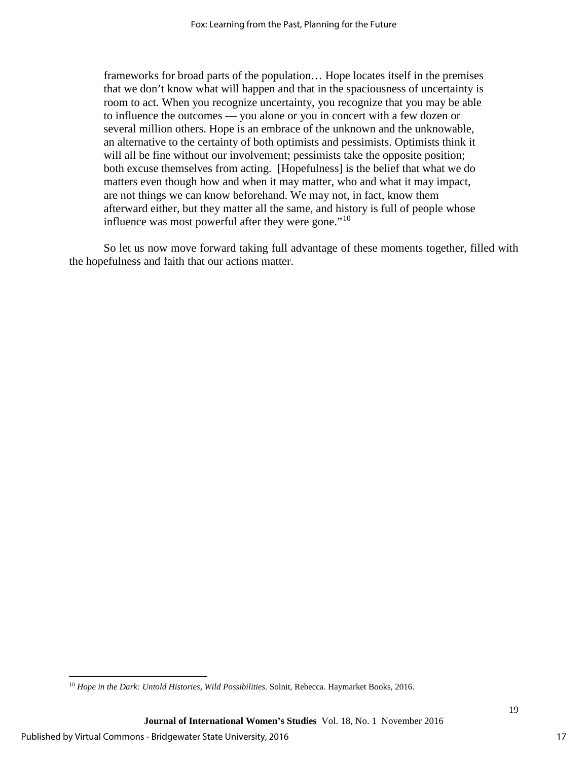> frameworks for broad parts of the population… Hope locates itself in the premises that we don't know what will happen and that in the spaciousness of uncertainty is room to act. When you recognize uncertainty, you recognize that you may be able to influence the outcomes — you alone or you in concert with a few dozen or several million others. Hope is an embrace of the unknown and the unknowable, an alternative to the certainty of both optimists and pessimists. Optimists think it will all be fine without our involvement; pessimists take the opposite position; both excuse themselves from acting. [Hopefulness] is the belief that what we do matters even though how and when it may matter, who and what it may impact, are not things we can know beforehand. We may not, in fact, know them afterward either, but they matter all the same, and history is full of people whose influence was most powerful after they were gone."[10]

So let us now move forward taking full advantage of these moments together, filled with the hopefulness and faith that our actions matter.

---

[10] *Hope in the Dark: Untold Histories, Wild Possibilities.* Solnit, Rebecca. Haymarket Books, 2016.